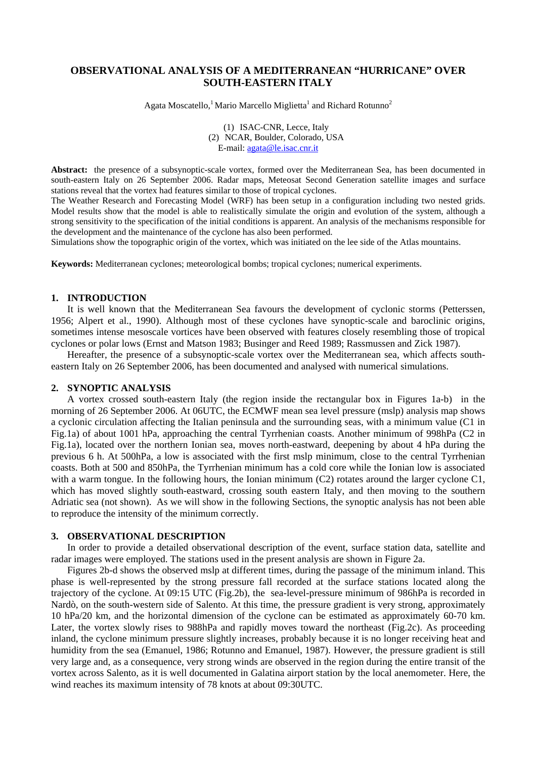# OBSERVATIONAL ANALYSIS OF A MEDITERRANEAN "HURRICANE" OVER SOUTH-EASTERN ITALY

Agata Moscatello,[1] Mario Marcello Miglietta[1] and Richard Rotunno[2]

(1) ISAC-CNR, Lecce, Italy
(2) NCAR, Boulder, Colorado, USA
E-mail: agata@le.isac.cnr.it

**Abstract:** the presence of a subsynoptic-scale vortex, formed over the Mediterranean Sea, has been documented in south-eastern Italy on 26 September 2006. Radar maps, Meteosat Second Generation satellite images and surface stations reveal that the vortex had features similar to those of tropical cyclones.
The Weather Research and Forecasting Model (WRF) has been setup in a configuration including two nested grids. Model results show that the model is able to realistically simulate the origin and evolution of the system, although a strong sensitivity to the specification of the initial conditions is apparent. An analysis of the mechanisms responsible for the development and the maintenance of the cyclone has also been performed.
Simulations show the topographic origin of the vortex, which was initiated on the lee side of the Atlas mountains.

**Keywords:** Mediterranean cyclones; meteorological bombs; tropical cyclones; numerical experiments.

## 1. INTRODUCTION

It is well known that the Mediterranean Sea favours the development of cyclonic storms (Petterssen, 1956; Alpert et al., 1990). Although most of these cyclones have synoptic-scale and baroclinic origins, sometimes intense mesoscale vortices have been observed with features closely resembling those of tropical cyclones or polar lows (Ernst and Matson 1983; Businger and Reed 1989; Rassmussen and Zick 1987).

Hereafter, the presence of a subsynoptic-scale vortex over the Mediterranean sea, which affects south-eastern Italy on 26 September 2006, has been documented and analysed with numerical simulations.

## 2. SYNOPTIC ANALYSIS

A vortex crossed south-eastern Italy (the region inside the rectangular box in Figures 1a-b) in the morning of 26 September 2006. At 06UTC, the ECMWF mean sea level pressure (mslp) analysis map shows a cyclonic circulation affecting the Italian peninsula and the surrounding seas, with a minimum value (C1 in Fig.1a) of about 1001 hPa, approaching the central Tyrrhenian coasts. Another minimum of 998hPa (C2 in Fig.1a), located over the northern Ionian sea, moves north-eastward, deepening by about 4 hPa during the previous 6 h. At 500hPa, a low is associated with the first mslp minimum, close to the central Tyrrhenian coasts. Both at 500 and 850hPa, the Tyrrhenian minimum has a cold core while the Ionian low is associated with a warm tongue. In the following hours, the Ionian minimum (C2) rotates around the larger cyclone C1, which has moved slightly south-eastward, crossing south eastern Italy, and then moving to the southern Adriatic sea (not shown). As we will show in the following Sections, the synoptic analysis has not been able to reproduce the intensity of the minimum correctly.

## 3. OBSERVATIONAL DESCRIPTION

In order to provide a detailed observational description of the event, surface station data, satellite and radar images were employed. The stations used in the present analysis are shown in Figure 2a.

Figures 2b-d shows the observed mslp at different times, during the passage of the minimum inland. This phase is well-represented by the strong pressure fall recorded at the surface stations located along the trajectory of the cyclone. At 09:15 UTC (Fig.2b), the sea-level-pressure minimum of 986hPa is recorded in Nardò, on the south-western side of Salento. At this time, the pressure gradient is very strong, approximately 10 hPa/20 km, and the horizontal dimension of the cyclone can be estimated as approximately 60-70 km. Later, the vortex slowly rises to 988hPa and rapidly moves toward the northeast (Fig.2c). As proceeding inland, the cyclone minimum pressure slightly increases, probably because it is no longer receiving heat and humidity from the sea (Emanuel, 1986; Rotunno and Emanuel, 1987). However, the pressure gradient is still very large and, as a consequence, very strong winds are observed in the region during the entire transit of the vortex across Salento, as it is well documented in Galatina airport station by the local anemometer. Here, the wind reaches its maximum intensity of 78 knots at about 09:30UTC.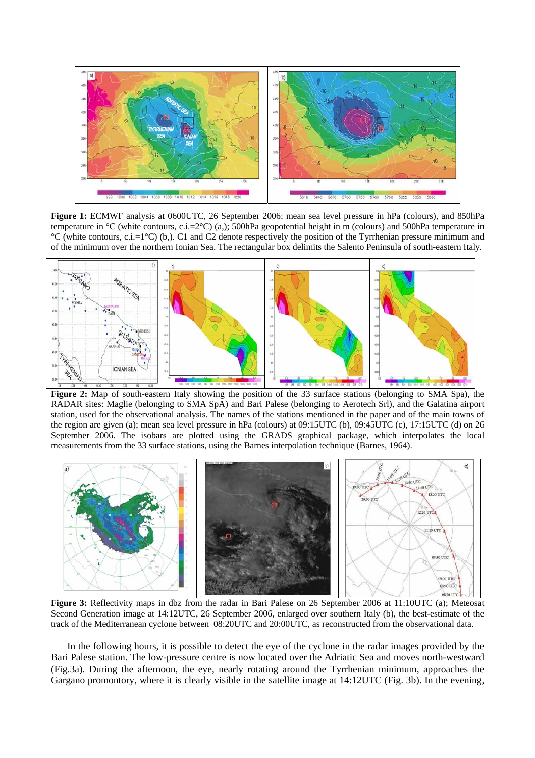**Figure 1:** ECMWF analysis at 0600UTC, 26 September 2006: mean sea level pressure in hPa (colours), and 850hPa temperature in °C (white contours, c.i.=2°C) (a,); 500hPa geopotential height in m (colours) and 500hPa temperature in °C (white contours, c.i.=1°C) (b,). C1 and C2 denote respectively the position of the Tyrrhenian pressure minimum and of the minimum over the northern Ionian Sea. The rectangular box delimits the Salento Peninsula of south-eastern Italy.

**Figure 2:** Map of south-eastern Italy showing the position of the 33 surface stations (belonging to SMA Spa), the RADAR sites: Maglie (belonging to SMA SpA) and Bari Palese (belonging to Aerotech Srl), and the Galatina airport station, used for the observational analysis. The names of the stations mentioned in the paper and of the main towns of the region are given (a); mean sea level pressure in hPa (colours) at 09:15UTC (b), 09:45UTC (c), 17:15UTC (d) on 26 September 2006. The isobars are plotted using the GRADS graphical package, which interpolates the local measurements from the 33 surface stations, using the Barnes interpolation technique (Barnes, 1964).

**Figure 3:** Reflectivity maps in dbz from the radar in Bari Palese on 26 September 2006 at 11:10UTC (a); Meteosat Second Generation image at 14:12UTC, 26 September 2006, enlarged over southern Italy (b), the best-estimate of the track of the Mediterranean cyclone between 08:20UTC and 20:00UTC, as reconstructed from the observational data.

In the following hours, it is possible to detect the eye of the cyclone in the radar images provided by the Bari Palese station. The low-pressure centre is now located over the Adriatic Sea and moves north-westward (Fig.3a). During the afternoon, the eye, nearly rotating around the Tyrrhenian minimum, approaches the Gargano promontory, where it is clearly visible in the satellite image at 14:12UTC (Fig. 3b). In the evening,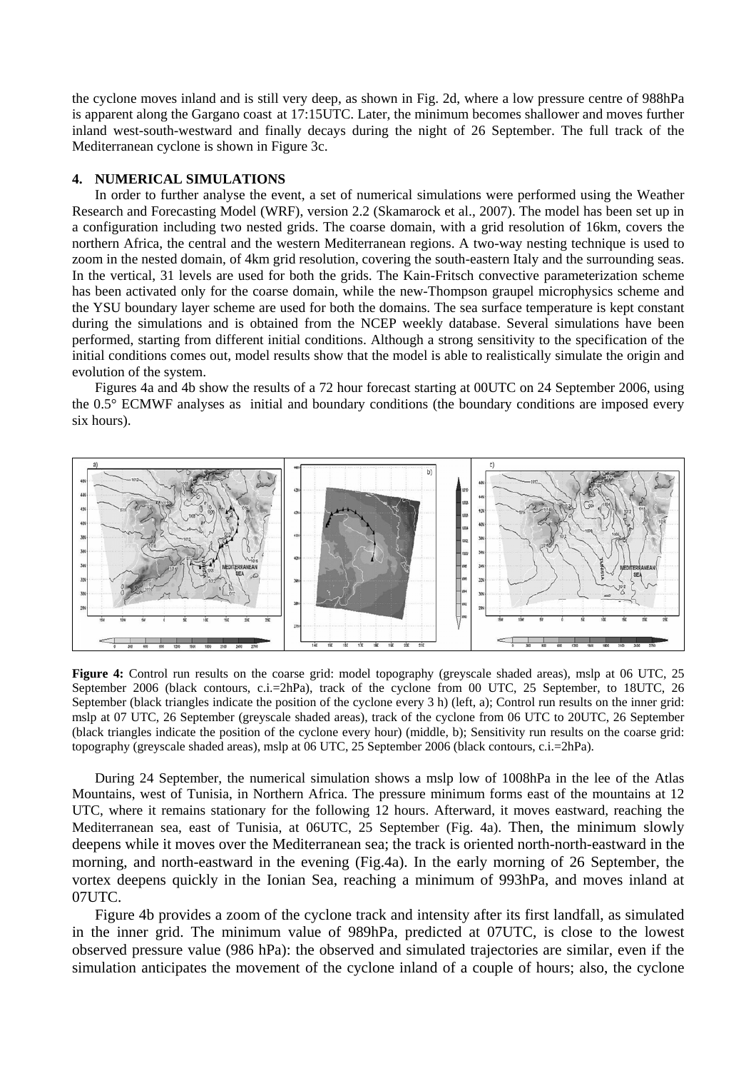the cyclone moves inland and is still very deep, as shown in Fig. 2d, where a low pressure centre of 988hPa is apparent along the Gargano coast at 17:15UTC. Later, the minimum becomes shallower and moves further inland west-south-westward and finally decays during the night of 26 September. The full track of the Mediterranean cyclone is shown in Figure 3c.

## 4. NUMERICAL SIMULATIONS

In order to further analyse the event, a set of numerical simulations were performed using the Weather Research and Forecasting Model (WRF), version 2.2 (Skamarock et al., 2007). The model has been set up in a configuration including two nested grids. The coarse domain, with a grid resolution of 16km, covers the northern Africa, the central and the western Mediterranean regions. A two-way nesting technique is used to zoom in the nested domain, of 4km grid resolution, covering the south-eastern Italy and the surrounding seas. In the vertical, 31 levels are used for both the grids. The Kain-Fritsch convective parameterization scheme has been activated only for the coarse domain, while the new-Thompson graupel microphysics scheme and the YSU boundary layer scheme are used for both the domains. The sea surface temperature is kept constant during the simulations and is obtained from the NCEP weekly database. Several simulations have been performed, starting from different initial conditions. Although a strong sensitivity to the specification of the initial conditions comes out, model results show that the model is able to realistically simulate the origin and evolution of the system.

Figures 4a and 4b show the results of a 72 hour forecast starting at 00UTC on 24 September 2006, using the 0.5° ECMWF analyses as initial and boundary conditions (the boundary conditions are imposed every six hours).

**Figure 4:** Control run results on the coarse grid: model topography (greyscale shaded areas), mslp at 06 UTC, 25 September 2006 (black contours, c.i.=2hPa), track of the cyclone from 00 UTC, 25 September, to 18UTC, 26 September (black triangles indicate the position of the cyclone every 3 h) (left, a); Control run results on the inner grid: mslp at 07 UTC, 26 September (greyscale shaded areas), track of the cyclone from 06 UTC to 20UTC, 26 September (black triangles indicate the position of the cyclone every hour) (middle, b); Sensitivity run results on the coarse grid: topography (greyscale shaded areas), mslp at 06 UTC, 25 September 2006 (black contours, c.i.=2hPa).

During 24 September, the numerical simulation shows a mslp low of 1008hPa in the lee of the Atlas Mountains, west of Tunisia, in Northern Africa. The pressure minimum forms east of the mountains at 12 UTC, where it remains stationary for the following 12 hours. Afterward, it moves eastward, reaching the Mediterranean sea, east of Tunisia, at 06UTC, 25 September (Fig. 4a). Then, the minimum slowly deepens while it moves over the Mediterranean sea; the track is oriented north-north-eastward in the morning, and north-eastward in the evening (Fig.4a). In the early morning of 26 September, the vortex deepens quickly in the Ionian Sea, reaching a minimum of 993hPa, and moves inland at 07UTC.

Figure 4b provides a zoom of the cyclone track and intensity after its first landfall, as simulated in the inner grid. The minimum value of 989hPa, predicted at 07UTC, is close to the lowest observed pressure value (986 hPa): the observed and simulated trajectories are similar, even if the simulation anticipates the movement of the cyclone inland of a couple of hours; also, the cyclone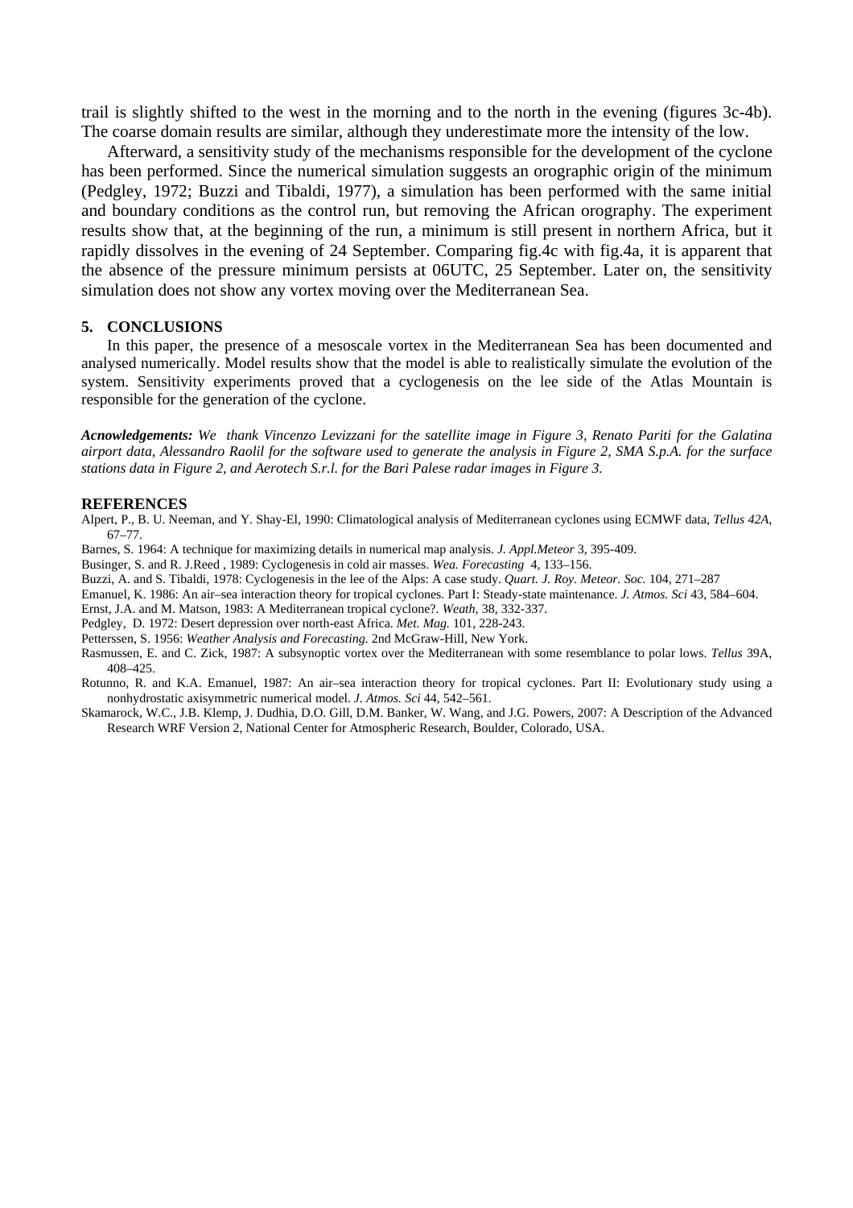trail is slightly shifted to the west in the morning and to the north in the evening (figures 3c-4b). The coarse domain results are similar, although they underestimate more the intensity of the low.

Afterward, a sensitivity study of the mechanisms responsible for the development of the cyclone has been performed. Since the numerical simulation suggests an orographic origin of the minimum (Pedgley, 1972; Buzzi and Tibaldi, 1977), a simulation has been performed with the same initial and boundary conditions as the control run, but removing the African orography. The experiment results show that, at the beginning of the run, a minimum is still present in northern Africa, but it rapidly dissolves in the evening of 24 September. Comparing fig.4c with fig.4a, it is apparent that the absence of the pressure minimum persists at 06UTC, 25 September. Later on, the sensitivity simulation does not show any vortex moving over the Mediterranean Sea.

## 5. CONCLUSIONS

In this paper, the presence of a mesoscale vortex in the Mediterranean Sea has been documented and analysed numerically. Model results show that the model is able to realistically simulate the evolution of the system. Sensitivity experiments proved that a cyclogenesis on the lee side of the Atlas Mountain is responsible for the generation of the cyclone.

***Acnowledgements:*** *We thank Vincenzo Levizzani for the satellite image in Figure 3, Renato Pariti for the Galatina airport data, Alessandro Raolil for the software used to generate the analysis in Figure 2, SMA S.p.A. for the surface stations data in Figure 2, and Aerotech S.r.l. for the Bari Palese radar images in Figure 3.*

## REFERENCES

Alpert, P., B. U. Neeman, and Y. Shay-El, 1990: Climatological analysis of Mediterranean cyclones using ECMWF data, *Tellus 42A*, 67–77.

Barnes, S. 1964: A technique for maximizing details in numerical map analysis. *J. Appl.Meteor* 3, 395-409.

Businger, S. and R. J.Reed , 1989: Cyclogenesis in cold air masses. *Wea. Forecasting* 4, 133–156.

Buzzi, A. and S. Tibaldi, 1978: Cyclogenesis in the lee of the Alps: A case study. *Quart. J. Roy. Meteor. Soc.* 104, 271–287

Emanuel, K. 1986: An air–sea interaction theory for tropical cyclones. Part I: Steady-state maintenance. *J. Atmos. Sci* 43, 584–604.

Ernst, J.A. and M. Matson, 1983: A Mediterranean tropical cyclone?. *Weath,* 38, 332-337.

Pedgley, D. 1972: Desert depression over north-east Africa. *Met. Mag.* 101, 228-243.

Petterssen, S. 1956: *Weather Analysis and Forecasting.* 2nd McGraw-Hill, New York.

Rasmussen, E. and C. Zick, 1987: A subsynoptic vortex over the Mediterranean with some resemblance to polar lows. *Tellus* 39A, 408–425.

Rotunno, R. and K.A. Emanuel, 1987: An air–sea interaction theory for tropical cyclones. Part II: Evolutionary study using a nonhydrostatic axisymmetric numerical model. *J. Atmos. Sci* 44, 542–561.

Skamarock, W.C., J.B. Klemp, J. Dudhia, D.O. Gill, D.M. Banker, W. Wang, and J.G. Powers, 2007: A Description of the Advanced Research WRF Version 2, National Center for Atmospheric Research, Boulder, Colorado, USA.